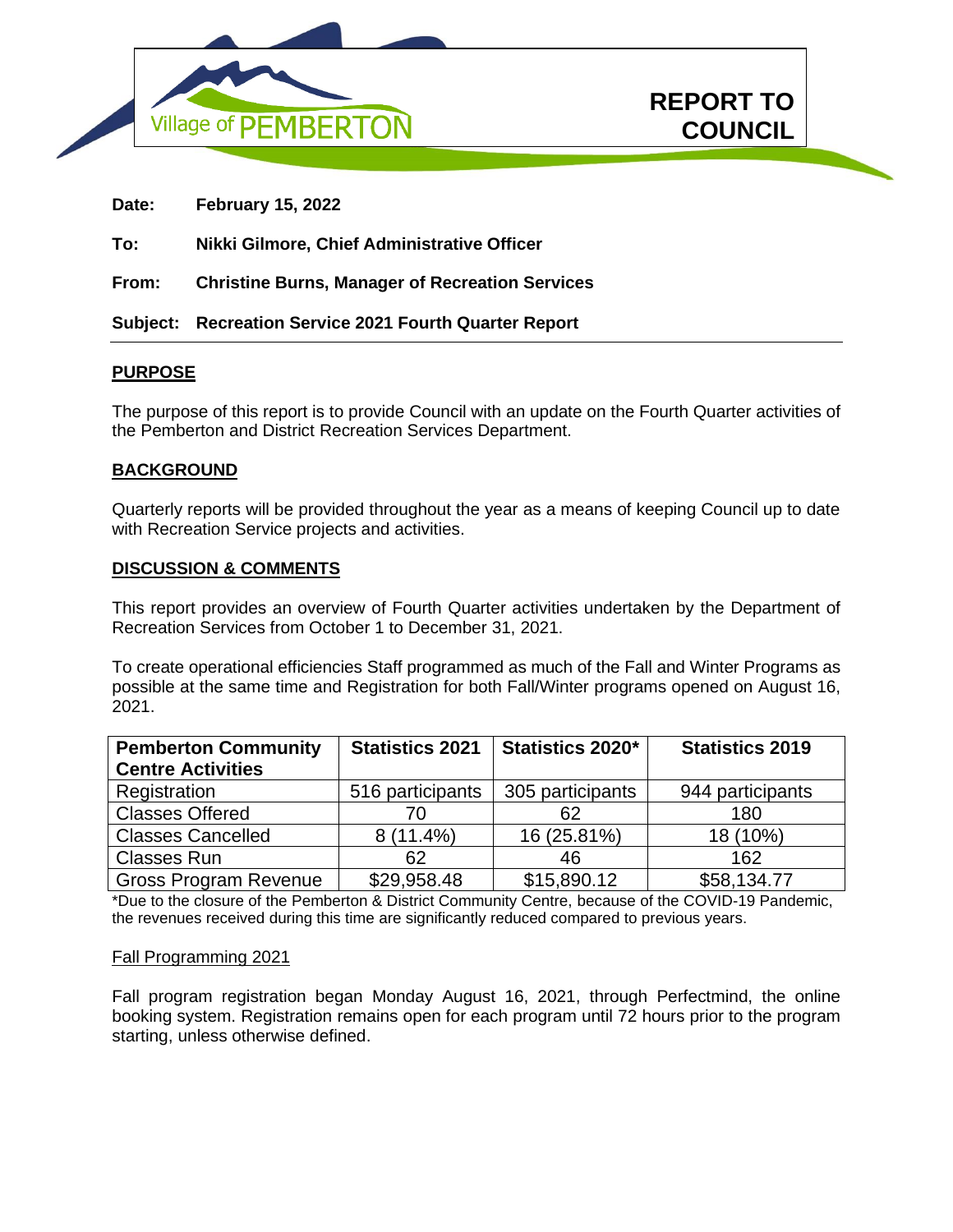Village of PEMBERTON

# REPORT TO COUNCIL

**Date:** **February 15, 2022**

**To:** **Nikki Gilmore, Chief Administrative Officer**

**From:** **Christine Burns, Manager of Recreation Services**

**Subject:** **Recreation Service 2021 Fourth Quarter Report**

---

## PURPOSE

The purpose of this report is to provide Council with an update on the Fourth Quarter activities of the Pemberton and District Recreation Services Department.

## BACKGROUND

Quarterly reports will be provided throughout the year as a means of keeping Council up to date with Recreation Service projects and activities.

## DISCUSSION & COMMENTS

This report provides an overview of Fourth Quarter activities undertaken by the Department of Recreation Services from October 1 to December 31, 2021.

To create operational efficiencies Staff programmed as much of the Fall and Winter Programs as possible at the same time and Registration for both Fall/Winter programs opened on August 16, 2021.

| Pemberton Community Centre Activities | Statistics 2021 | Statistics 2020* | Statistics 2019 |
|---|---|---|---|
| Registration | 516 participants | 305 participants | 944 participants |
| Classes Offered | 70 | 62 | 180 |
| Classes Cancelled | 8 (11.4%) | 16 (25.81%) | 18 (10%) |
| Classes Run | 62 | 46 | 162 |
| Gross Program Revenue | $29,958.48 | $15,890.12 | $58,134.77 |

*Due to the closure of the Pemberton & District Community Centre, because of the COVID-19 Pandemic, the revenues received during this time are significantly reduced compared to previous years.

### Fall Programming 2021

Fall program registration began Monday August 16, 2021, through Perfectmind, the online booking system. Registration remains open for each program until 72 hours prior to the program starting, unless otherwise defined.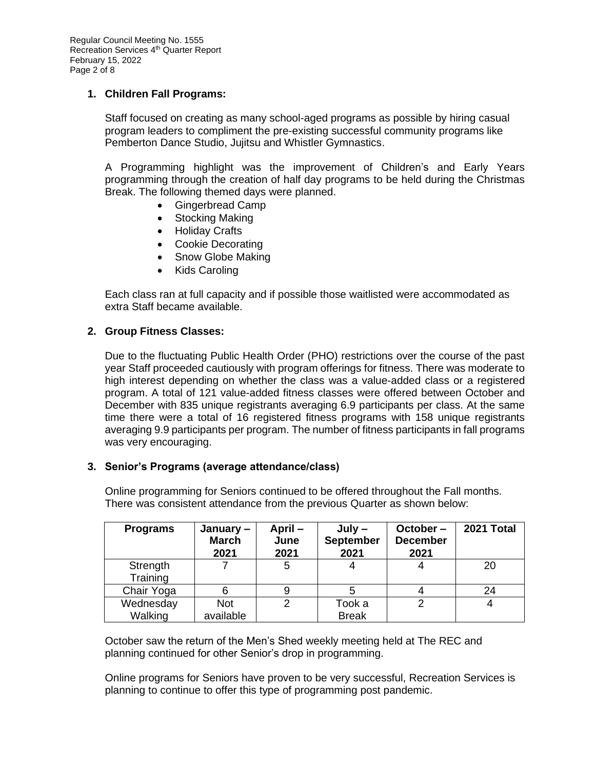## 1. Children Fall Programs:

Staff focused on creating as many school-aged programs as possible by hiring casual program leaders to compliment the pre-existing successful community programs like Pemberton Dance Studio, Jujitsu and Whistler Gymnastics.

A Programming highlight was the improvement of Children's and Early Years programming through the creation of half day programs to be held during the Christmas Break. The following themed days were planned.

- Gingerbread Camp
- Stocking Making
- Holiday Crafts
- Cookie Decorating
- Snow Globe Making
- Kids Caroling

Each class ran at full capacity and if possible those waitlisted were accommodated as extra Staff became available.

## 2. Group Fitness Classes:

Due to the fluctuating Public Health Order (PHO) restrictions over the course of the past year Staff proceeded cautiously with program offerings for fitness. There was moderate to high interest depending on whether the class was a value-added class or a registered program. A total of 121 value-added fitness classes were offered between October and December with 835 unique registrants averaging 6.9 participants per class. At the same time there were a total of 16 registered fitness programs with 158 unique registrants averaging 9.9 participants per program. The number of fitness participants in fall programs was very encouraging.

## 3. Senior's Programs (average attendance/class)

Online programming for Seniors continued to be offered throughout the Fall months. There was consistent attendance from the previous Quarter as shown below:

| Programs | January – March 2021 | April – June 2021 | July – September 2021 | October – December 2021 | 2021 Total |
|---|---|---|---|---|---|
| Strength Training | 7 | 5 | 4 | 4 | 20 |
| Chair Yoga | 6 | 9 | 5 | 4 | 24 |
| Wednesday Walking | Not available | 2 | Took a Break | 2 | 4 |

October saw the return of the Men's Shed weekly meeting held at The REC and planning continued for other Senior's drop in programming.

Online programs for Seniors have proven to be very successful, Recreation Services is planning to continue to offer this type of programming post pandemic.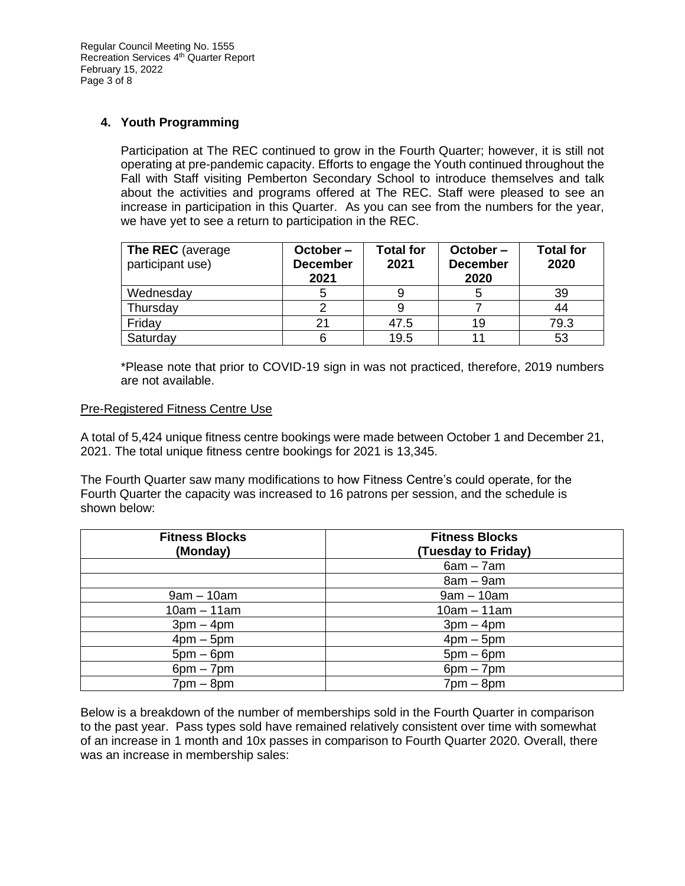## 4. Youth Programming

Participation at The REC continued to grow in the Fourth Quarter; however, it is still not operating at pre-pandemic capacity. Efforts to engage the Youth continued throughout the Fall with Staff visiting Pemberton Secondary School to introduce themselves and talk about the activities and programs offered at The REC. Staff were pleased to see an increase in participation in this Quarter. As you can see from the numbers for the year, we have yet to see a return to participation in the REC.

| **The REC** (average participant use) | **October – December 2021** | **Total for 2021** | **October – December 2020** | **Total for 2020** |
|---|---|---|---|---|
| Wednesday | 5 | 9 | 5 | 39 |
| Thursday | 2 | 9 | 7 | 44 |
| Friday | 21 | 47.5 | 19 | 79.3 |
| Saturday | 6 | 19.5 | 11 | 53 |

*Please note that prior to COVID-19 sign in was not practiced, therefore, 2019 numbers are not available.

Pre-Registered Fitness Centre Use

A total of 5,424 unique fitness centre bookings were made between October 1 and December 21, 2021. The total unique fitness centre bookings for 2021 is 13,345.

The Fourth Quarter saw many modifications to how Fitness Centre's could operate, for the Fourth Quarter the capacity was increased to 16 patrons per session, and the schedule is shown below:

| **Fitness Blocks (Monday)** | **Fitness Blocks (Tuesday to Friday)** |
|---|---|
| | 6am – 7am |
| | 8am – 9am |
| 9am – 10am | 9am – 10am |
| 10am – 11am | 10am – 11am |
| 3pm – 4pm | 3pm – 4pm |
| 4pm – 5pm | 4pm – 5pm |
| 5pm – 6pm | 5pm – 6pm |
| 6pm – 7pm | 6pm – 7pm |
| 7pm – 8pm | 7pm – 8pm |

Below is a breakdown of the number of memberships sold in the Fourth Quarter in comparison to the past year. Pass types sold have remained relatively consistent over time with somewhat of an increase in 1 month and 10x passes in comparison to Fourth Quarter 2020. Overall, there was an increase in membership sales: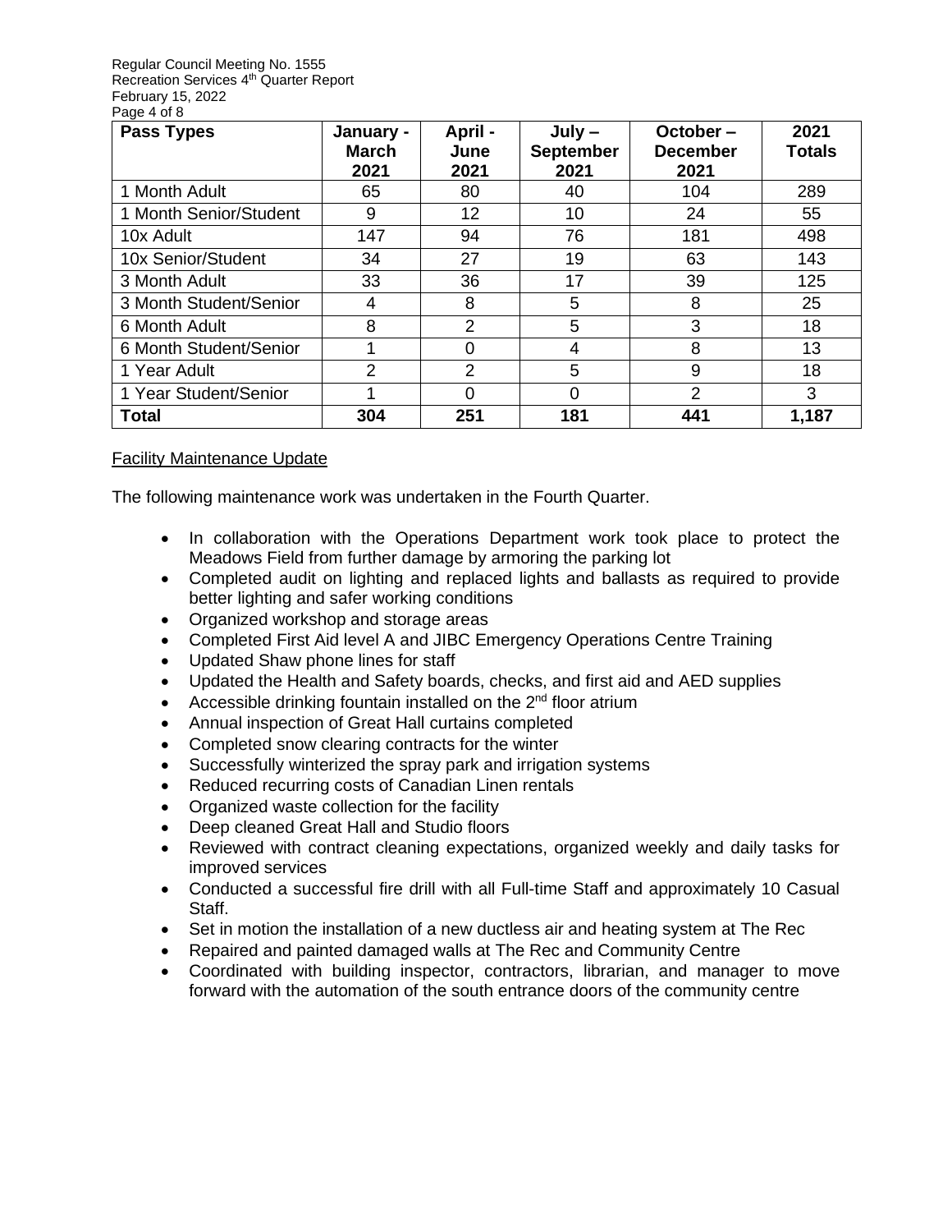| Pass Types | January - March 2021 | April - June 2021 | July – September 2021 | October – December 2021 | 2021 Totals |
|---|---|---|---|---|---|
| 1 Month Adult | 65 | 80 | 40 | 104 | 289 |
| 1 Month Senior/Student | 9 | 12 | 10 | 24 | 55 |
| 10x Adult | 147 | 94 | 76 | 181 | 498 |
| 10x Senior/Student | 34 | 27 | 19 | 63 | 143 |
| 3 Month Adult | 33 | 36 | 17 | 39 | 125 |
| 3 Month Student/Senior | 4 | 8 | 5 | 8 | 25 |
| 6 Month Adult | 8 | 2 | 5 | 3 | 18 |
| 6 Month Student/Senior | 1 | 0 | 4 | 8 | 13 |
| 1 Year Adult | 2 | 2 | 5 | 9 | 18 |
| 1 Year Student/Senior | 1 | 0 | 0 | 2 | 3 |
| **Total** | **304** | **251** | **181** | **441** | **1,187** |

## Facility Maintenance Update

The following maintenance work was undertaken in the Fourth Quarter.

- In collaboration with the Operations Department work took place to protect the Meadows Field from further damage by armoring the parking lot
- Completed audit on lighting and replaced lights and ballasts as required to provide better lighting and safer working conditions
- Organized workshop and storage areas
- Completed First Aid level A and JIBC Emergency Operations Centre Training
- Updated Shaw phone lines for staff
- Updated the Health and Safety boards, checks, and first aid and AED supplies
- Accessible drinking fountain installed on the 2nd floor atrium
- Annual inspection of Great Hall curtains completed
- Completed snow clearing contracts for the winter
- Successfully winterized the spray park and irrigation systems
- Reduced recurring costs of Canadian Linen rentals
- Organized waste collection for the facility
- Deep cleaned Great Hall and Studio floors
- Reviewed with contract cleaning expectations, organized weekly and daily tasks for improved services
- Conducted a successful fire drill with all Full-time Staff and approximately 10 Casual Staff.
- Set in motion the installation of a new ductless air and heating system at The Rec
- Repaired and painted damaged walls at The Rec and Community Centre
- Coordinated with building inspector, contractors, librarian, and manager to move forward with the automation of the south entrance doors of the community centre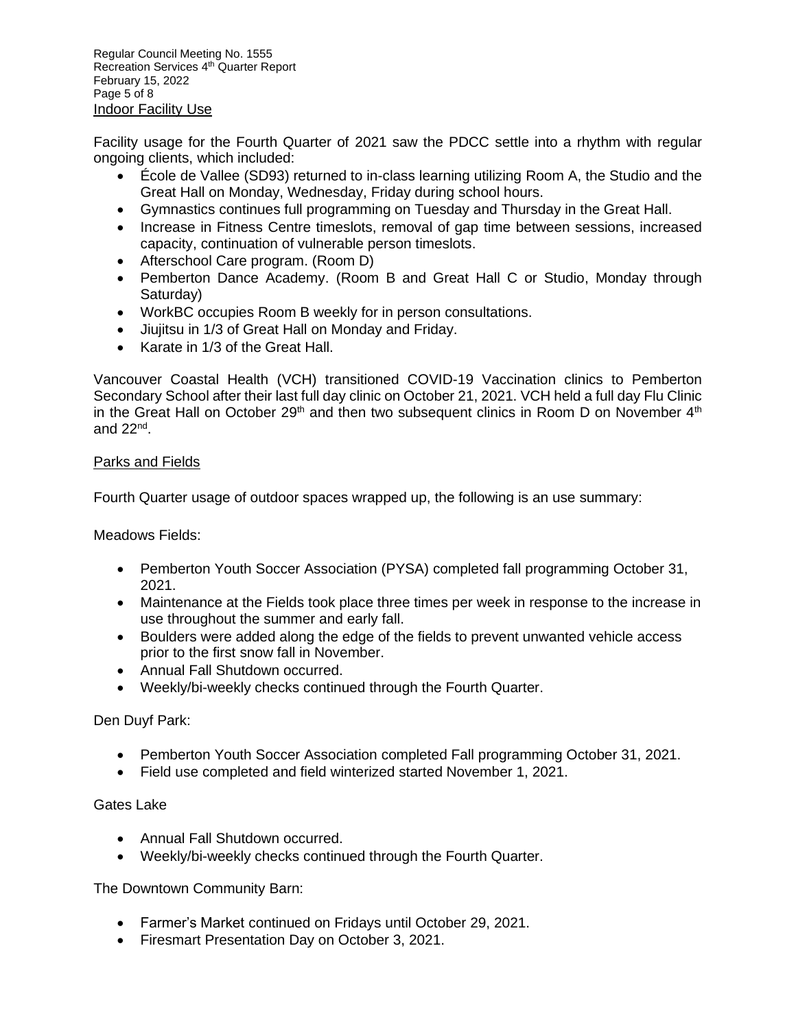## Indoor Facility Use

Facility usage for the Fourth Quarter of 2021 saw the PDCC settle into a rhythm with regular ongoing clients, which included:

- École de Vallee (SD93) returned to in-class learning utilizing Room A, the Studio and the Great Hall on Monday, Wednesday, Friday during school hours.
- Gymnastics continues full programming on Tuesday and Thursday in the Great Hall.
- Increase in Fitness Centre timeslots, removal of gap time between sessions, increased capacity, continuation of vulnerable person timeslots.
- Afterschool Care program. (Room D)
- Pemberton Dance Academy. (Room B and Great Hall C or Studio, Monday through Saturday)
- WorkBC occupies Room B weekly for in person consultations.
- Jiujitsu in 1/3 of Great Hall on Monday and Friday.
- Karate in 1/3 of the Great Hall.

Vancouver Coastal Health (VCH) transitioned COVID-19 Vaccination clinics to Pemberton Secondary School after their last full day clinic on October 21, 2021. VCH held a full day Flu Clinic in the Great Hall on October 29th and then two subsequent clinics in Room D on November 4th and 22nd.

## Parks and Fields

Fourth Quarter usage of outdoor spaces wrapped up, the following is an use summary:

Meadows Fields:

- Pemberton Youth Soccer Association (PYSA) completed fall programming October 31, 2021.
- Maintenance at the Fields took place three times per week in response to the increase in use throughout the summer and early fall.
- Boulders were added along the edge of the fields to prevent unwanted vehicle access prior to the first snow fall in November.
- Annual Fall Shutdown occurred.
- Weekly/bi-weekly checks continued through the Fourth Quarter.

Den Duyf Park:

- Pemberton Youth Soccer Association completed Fall programming October 31, 2021.
- Field use completed and field winterized started November 1, 2021.

Gates Lake

- Annual Fall Shutdown occurred.
- Weekly/bi-weekly checks continued through the Fourth Quarter.

The Downtown Community Barn:

- Farmer's Market continued on Fridays until October 29, 2021.
- Firesmart Presentation Day on October 3, 2021.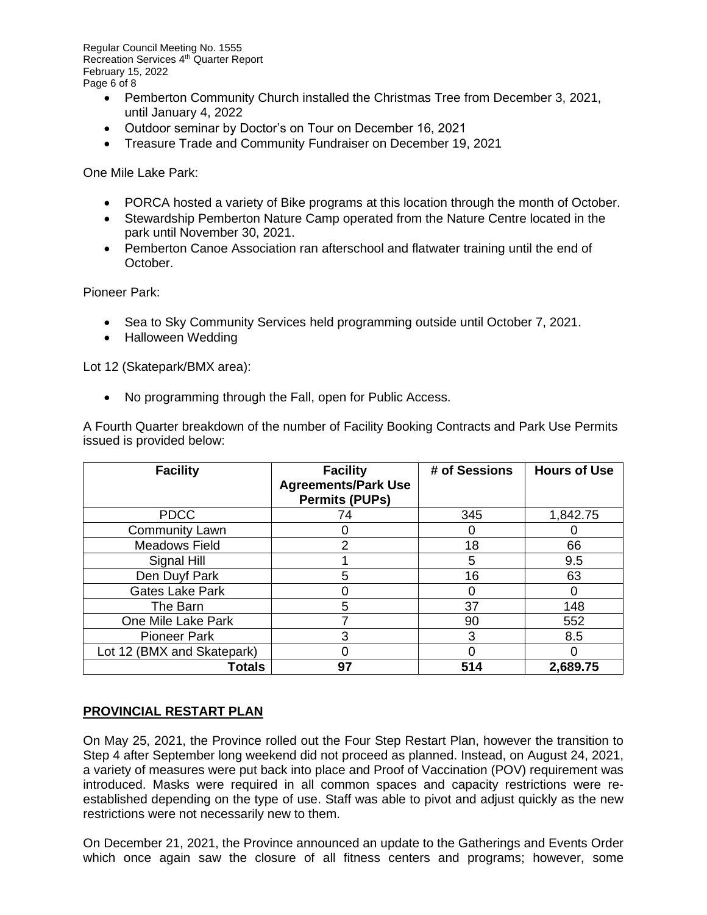- Pemberton Community Church installed the Christmas Tree from December 3, 2021, until January 4, 2022
- Outdoor seminar by Doctor's on Tour on December 16, 2021
- Treasure Trade and Community Fundraiser on December 19, 2021

One Mile Lake Park:

- PORCA hosted a variety of Bike programs at this location through the month of October.
- Stewardship Pemberton Nature Camp operated from the Nature Centre located in the park until November 30, 2021.
- Pemberton Canoe Association ran afterschool and flatwater training until the end of October.

Pioneer Park:

- Sea to Sky Community Services held programming outside until October 7, 2021.
- Halloween Wedding

Lot 12 (Skatepark/BMX area):

- No programming through the Fall, open for Public Access.

A Fourth Quarter breakdown of the number of Facility Booking Contracts and Park Use Permits issued is provided below:

| Facility | Facility Agreements/Park Use Permits (PUPs) | # of Sessions | Hours of Use |
|---|---|---|---|
| PDCC | 74 | 345 | 1,842.75 |
| Community Lawn | 0 | 0 | 0 |
| Meadows Field | 2 | 18 | 66 |
| Signal Hill | 1 | 5 | 9.5 |
| Den Duyf Park | 5 | 16 | 63 |
| Gates Lake Park | 0 | 0 | 0 |
| The Barn | 5 | 37 | 148 |
| One Mile Lake Park | 7 | 90 | 552 |
| Pioneer Park | 3 | 3 | 8.5 |
| Lot 12 (BMX and Skatepark) | 0 | 0 | 0 |
| **Totals** | **97** | **514** | **2,689.75** |

## PROVINCIAL RESTART PLAN

On May 25, 2021, the Province rolled out the Four Step Restart Plan, however the transition to Step 4 after September long weekend did not proceed as planned. Instead, on August 24, 2021, a variety of measures were put back into place and Proof of Vaccination (POV) requirement was introduced. Masks were required in all common spaces and capacity restrictions were re-established depending on the type of use. Staff was able to pivot and adjust quickly as the new restrictions were not necessarily new to them.

On December 21, 2021, the Province announced an update to the Gatherings and Events Order which once again saw the closure of all fitness centers and programs; however, some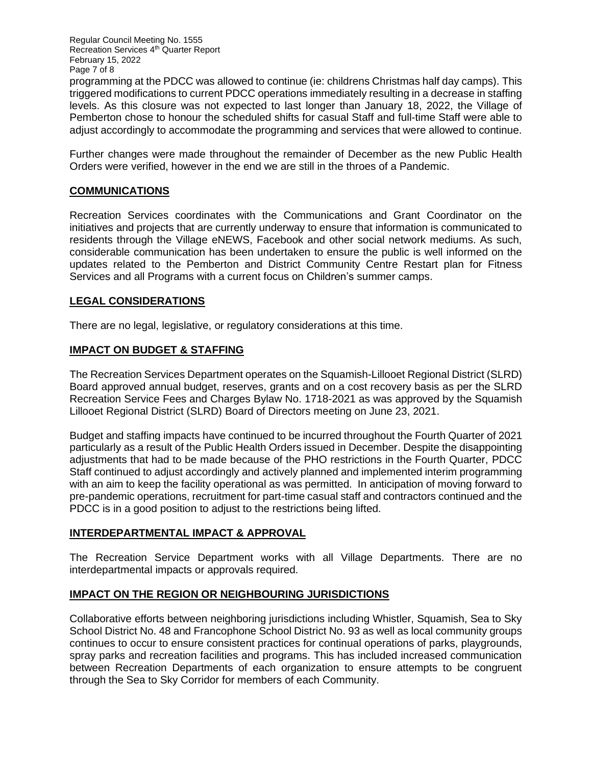programming at the PDCC was allowed to continue (ie: childrens Christmas half day camps). This triggered modifications to current PDCC operations immediately resulting in a decrease in staffing levels. As this closure was not expected to last longer than January 18, 2022, the Village of Pemberton chose to honour the scheduled shifts for casual Staff and full-time Staff were able to adjust accordingly to accommodate the programming and services that were allowed to continue.

Further changes were made throughout the remainder of December as the new Public Health Orders were verified, however in the end we are still in the throes of a Pandemic.

## COMMUNICATIONS

Recreation Services coordinates with the Communications and Grant Coordinator on the initiatives and projects that are currently underway to ensure that information is communicated to residents through the Village eNEWS, Facebook and other social network mediums. As such, considerable communication has been undertaken to ensure the public is well informed on the updates related to the Pemberton and District Community Centre Restart plan for Fitness Services and all Programs with a current focus on Children's summer camps.

## LEGAL CONSIDERATIONS

There are no legal, legislative, or regulatory considerations at this time.

## IMPACT ON BUDGET & STAFFING

The Recreation Services Department operates on the Squamish-Lillooet Regional District (SLRD) Board approved annual budget, reserves, grants and on a cost recovery basis as per the SLRD Recreation Service Fees and Charges Bylaw No. 1718-2021 as was approved by the Squamish Lillooet Regional District (SLRD) Board of Directors meeting on June 23, 2021.

Budget and staffing impacts have continued to be incurred throughout the Fourth Quarter of 2021 particularly as a result of the Public Health Orders issued in December. Despite the disappointing adjustments that had to be made because of the PHO restrictions in the Fourth Quarter, PDCC Staff continued to adjust accordingly and actively planned and implemented interim programming with an aim to keep the facility operational as was permitted. In anticipation of moving forward to pre-pandemic operations, recruitment for part-time casual staff and contractors continued and the PDCC is in a good position to adjust to the restrictions being lifted.

## INTERDEPARTMENTAL IMPACT & APPROVAL

The Recreation Service Department works with all Village Departments. There are no interdepartmental impacts or approvals required.

## IMPACT ON THE REGION OR NEIGHBOURING JURISDICTIONS

Collaborative efforts between neighboring jurisdictions including Whistler, Squamish, Sea to Sky School District No. 48 and Francophone School District No. 93 as well as local community groups continues to occur to ensure consistent practices for continual operations of parks, playgrounds, spray parks and recreation facilities and programs. This has included increased communication between Recreation Departments of each organization to ensure attempts to be congruent through the Sea to Sky Corridor for members of each Community.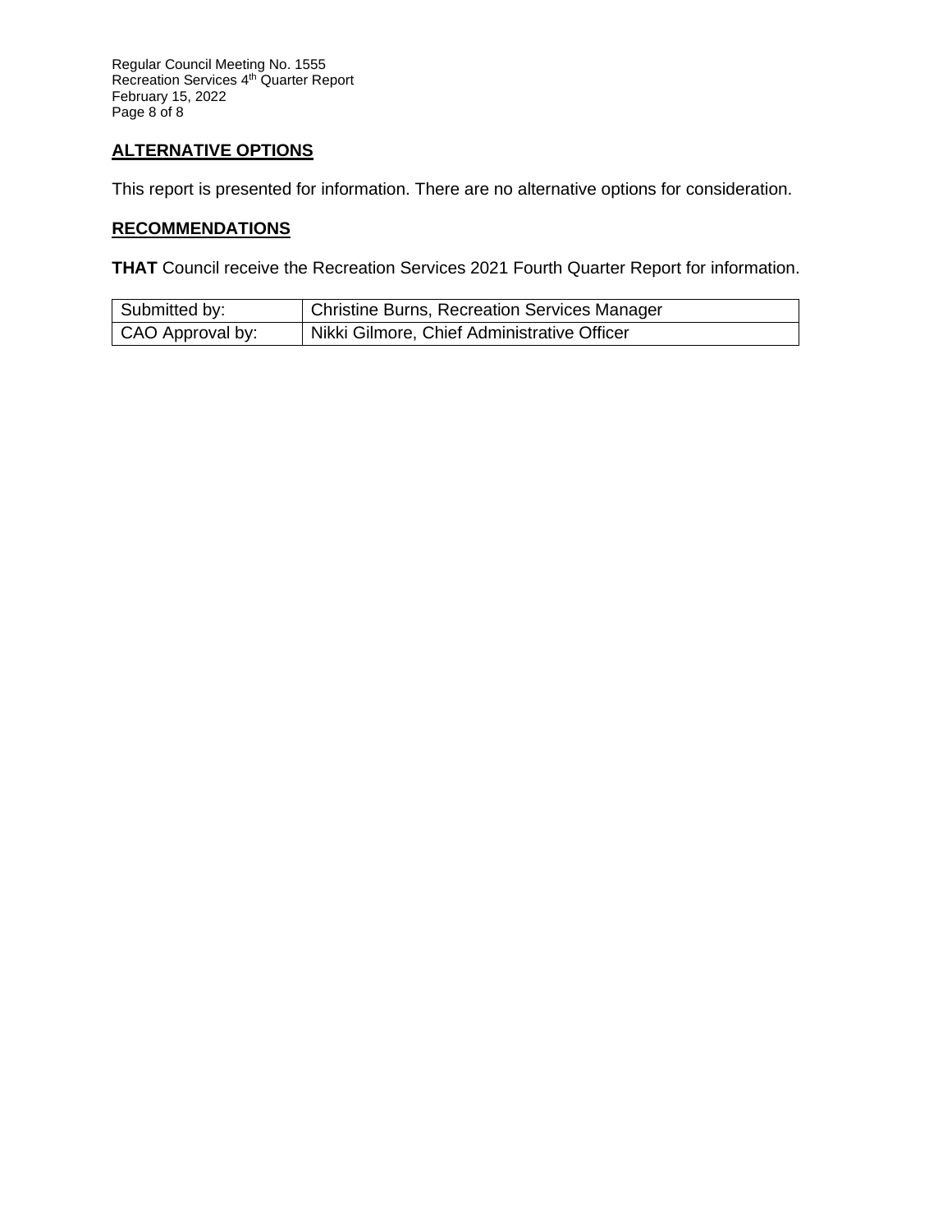## ALTERNATIVE OPTIONS

This report is presented for information. There are no alternative options for consideration.

## RECOMMENDATIONS

**THAT** Council receive the Recreation Services 2021 Fourth Quarter Report for information.

| | |
|---|---|
| Submitted by: | Christine Burns, Recreation Services Manager |
| CAO Approval by: | Nikki Gilmore, Chief Administrative Officer |